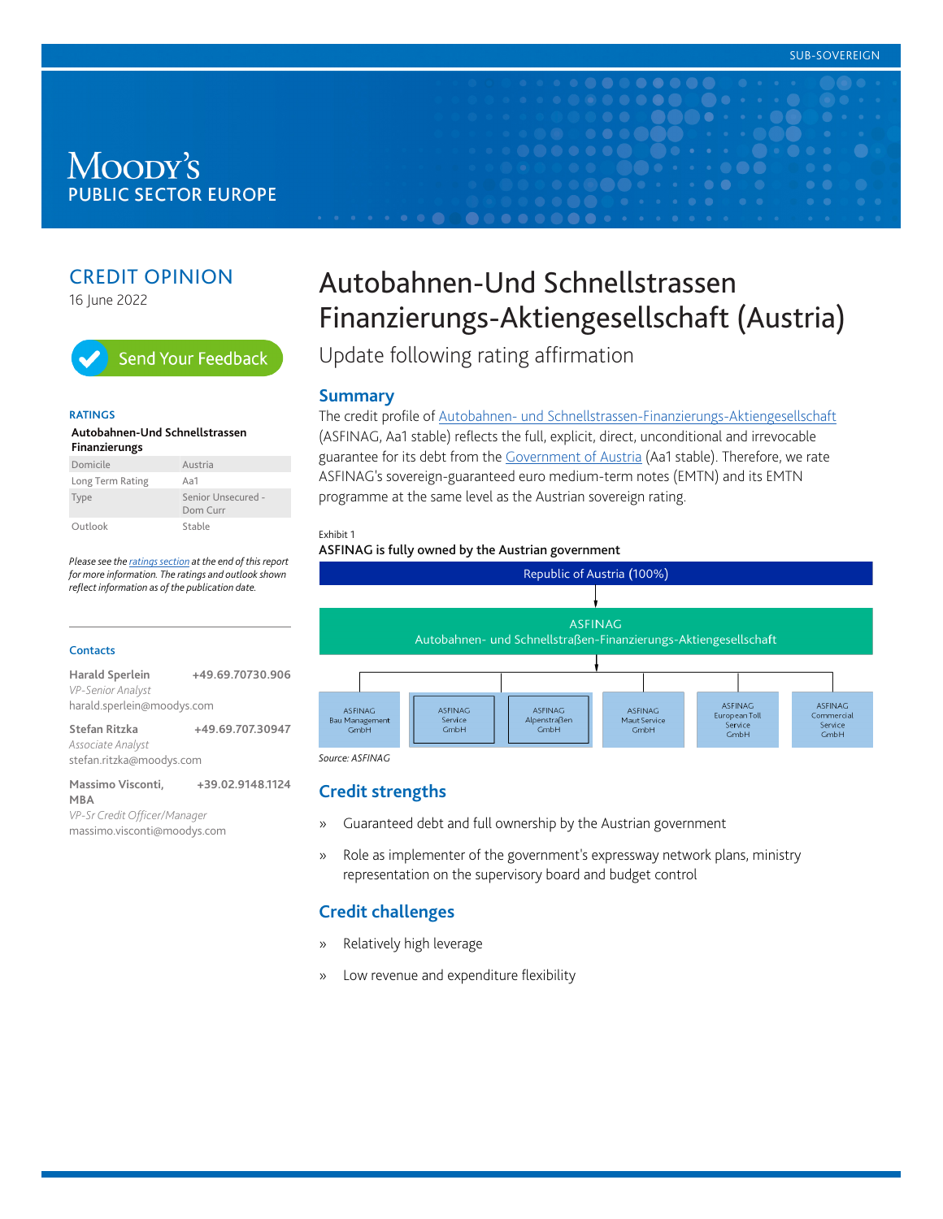SUB-SOVEREIGN

MOODY'S
PUBLIC SECTOR EUROPE

CREDIT OPINION
16 June 2022

Send Your Feedback

**RATINGS**

**Autobahnen-Und Schnellstrassen Finanzierungs**

| Domicile | Austria |
|---|---|
| Long Term Rating | Aa1 |
| Type | Senior Unsecured - Dom Curr |
| Outlook | Stable |

*Please see the ratings section at the end of this report for more information. The ratings and outlook shown reflect information as of the publication date.*

**Contacts**

**Harald Sperlein** +49.69.70730.906
*VP-Senior Analyst*
harald.sperlein@moodys.com

**Stefan Ritzka** +49.69.707.30947
*Associate Analyst*
stefan.ritzka@moodys.com

**Massimo Visconti, MBA** +39.02.9148.1124
*VP-Sr Credit Officer/Manager*
massimo.visconti@moodys.com

# Autobahnen-Und Schnellstrassen Finanzierungs-Aktiengesellschaft (Austria)

Update following rating affirmation

## Summary

The credit profile of Autobahnen- und Schnellstrassen-Finanzierungs-Aktiengesellschaft (ASFINAG, Aa1 stable) reflects the full, explicit, direct, unconditional and irrevocable guarantee for its debt from the Government of Austria (Aa1 stable). Therefore, we rate ASFINAG's sovereign-guaranteed euro medium-term notes (EMTN) and its EMTN programme at the same level as the Austrian sovereign rating.

Exhibit 1
**ASFINAG is fully owned by the Austrian government**

Republic of Austria (100%)
↓
ASFINAG
Autobahnen- und Schnellstraßen-Finanzierungs-Aktiengesellschaft
↓
- ASFINAG Bau Management GmbH
- ASFINAG Service GmbH
- ASFINAG Alpenstraßen GmbH
- ASFINAG Maut Service GmbH
- ASFINAG European Toll Service GmbH
- ASFINAG Commercial Service GmbH

*Source: ASFINAG*

## Credit strengths

» Guaranteed debt and full ownership by the Austrian government

» Role as implementer of the government's expressway network plans, ministry representation on the supervisory board and budget control

## Credit challenges

» Relatively high leverage

» Low revenue and expenditure flexibility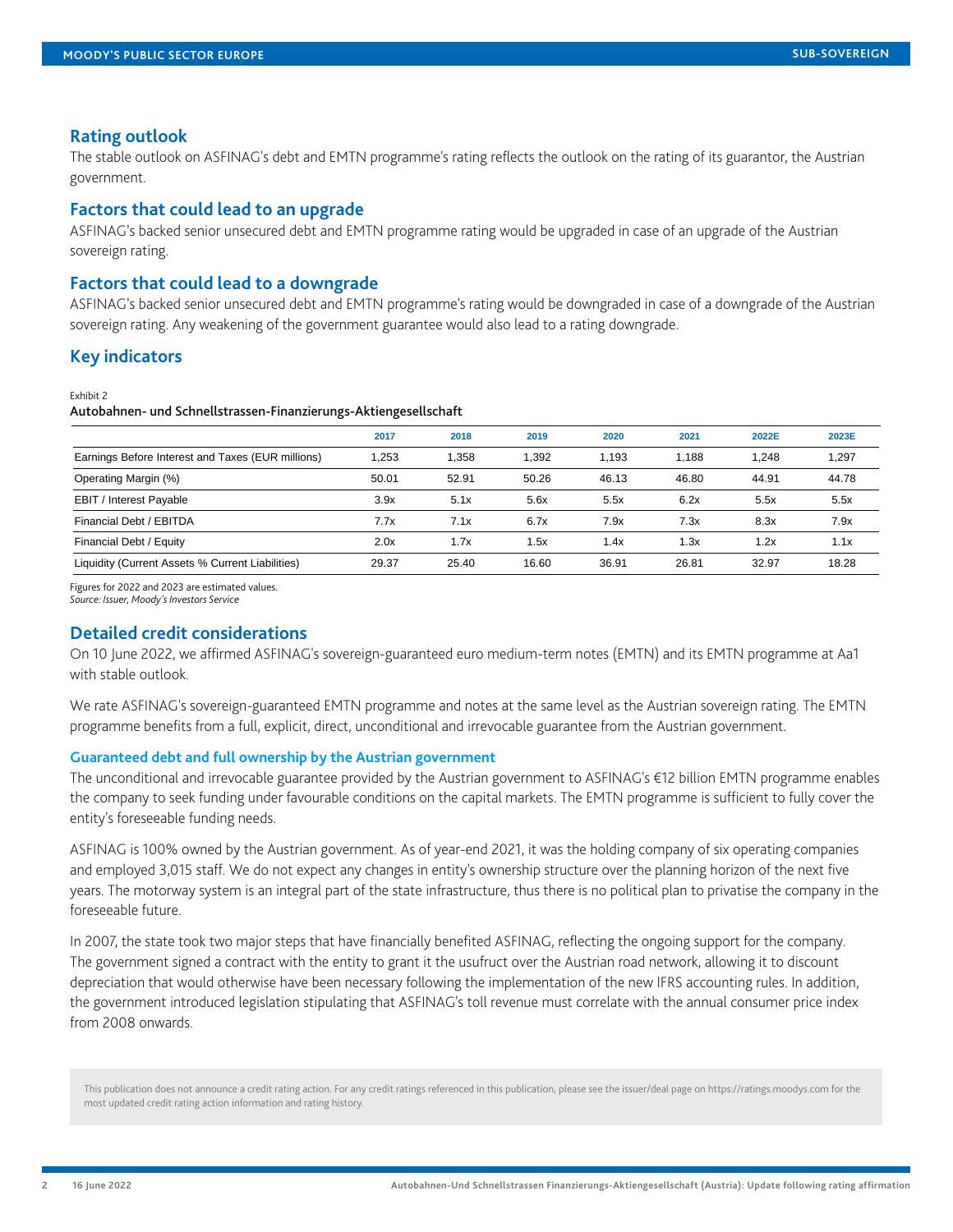## Rating outlook

The stable outlook on ASFINAG's debt and EMTN programme's rating reflects the outlook on the rating of its guarantor, the Austrian government.

## Factors that could lead to an upgrade

ASFINAG's backed senior unsecured debt and EMTN programme rating would be upgraded in case of an upgrade of the Austrian sovereign rating.

## Factors that could lead to a downgrade

ASFINAG's backed senior unsecured debt and EMTN programme's rating would be downgraded in case of a downgrade of the Austrian sovereign rating. Any weakening of the government guarantee would also lead to a rating downgrade.

## Key indicators

Exhibit 2

**Autobahnen- und Schnellstrassen-Finanzierungs-Aktiengesellschaft**

| | 2017 | 2018 | 2019 | 2020 | 2021 | 2022E | 2023E |
|---|---|---|---|---|---|---|---|
| Earnings Before Interest and Taxes (EUR millions) | 1,253 | 1,358 | 1,392 | 1,193 | 1,188 | 1,248 | 1,297 |
| Operating Margin (%) | 50.01 | 52.91 | 50.26 | 46.13 | 46.80 | 44.91 | 44.78 |
| EBIT / Interest Payable | 3.9x | 5.1x | 5.6x | 5.5x | 6.2x | 5.5x | 5.5x |
| Financial Debt / EBITDA | 7.7x | 7.1x | 6.7x | 7.9x | 7.3x | 8.3x | 7.9x |
| Financial Debt / Equity | 2.0x | 1.7x | 1.5x | 1.4x | 1.3x | 1.2x | 1.1x |
| Liquidity (Current Assets % Current Liabilities) | 29.37 | 25.40 | 16.60 | 36.91 | 26.81 | 32.97 | 18.28 |

Figures for 2022 and 2023 are estimated values.
*Source: Issuer, Moody's Investors Service*

## Detailed credit considerations

On 10 June 2022, we affirmed ASFINAG's sovereign-guaranteed euro medium-term notes (EMTN) and its EMTN programme at Aa1 with stable outlook.

We rate ASFINAG's sovereign-guaranteed EMTN programme and notes at the same level as the Austrian sovereign rating. The EMTN programme benefits from a full, explicit, direct, unconditional and irrevocable guarantee from the Austrian government.

### Guaranteed debt and full ownership by the Austrian government

The unconditional and irrevocable guarantee provided by the Austrian government to ASFINAG's €12 billion EMTN programme enables the company to seek funding under favourable conditions on the capital markets. The EMTN programme is sufficient to fully cover the entity's foreseeable funding needs.

ASFINAG is 100% owned by the Austrian government. As of year-end 2021, it was the holding company of six operating companies and employed 3,015 staff. We do not expect any changes in entity's ownership structure over the planning horizon of the next five years. The motorway system is an integral part of the state infrastructure, thus there is no political plan to privatise the company in the foreseeable future.

In 2007, the state took two major steps that have financially benefited ASFINAG, reflecting the ongoing support for the company. The government signed a contract with the entity to grant it the usufruct over the Austrian road network, allowing it to discount depreciation that would otherwise have been necessary following the implementation of the new IFRS accounting rules. In addition, the government introduced legislation stipulating that ASFINAG's toll revenue must correlate with the annual consumer price index from 2008 onwards.

This publication does not announce a credit rating action. For any credit ratings referenced in this publication, please see the issuer/deal page on https://ratings.moodys.com for the most updated credit rating action information and rating history.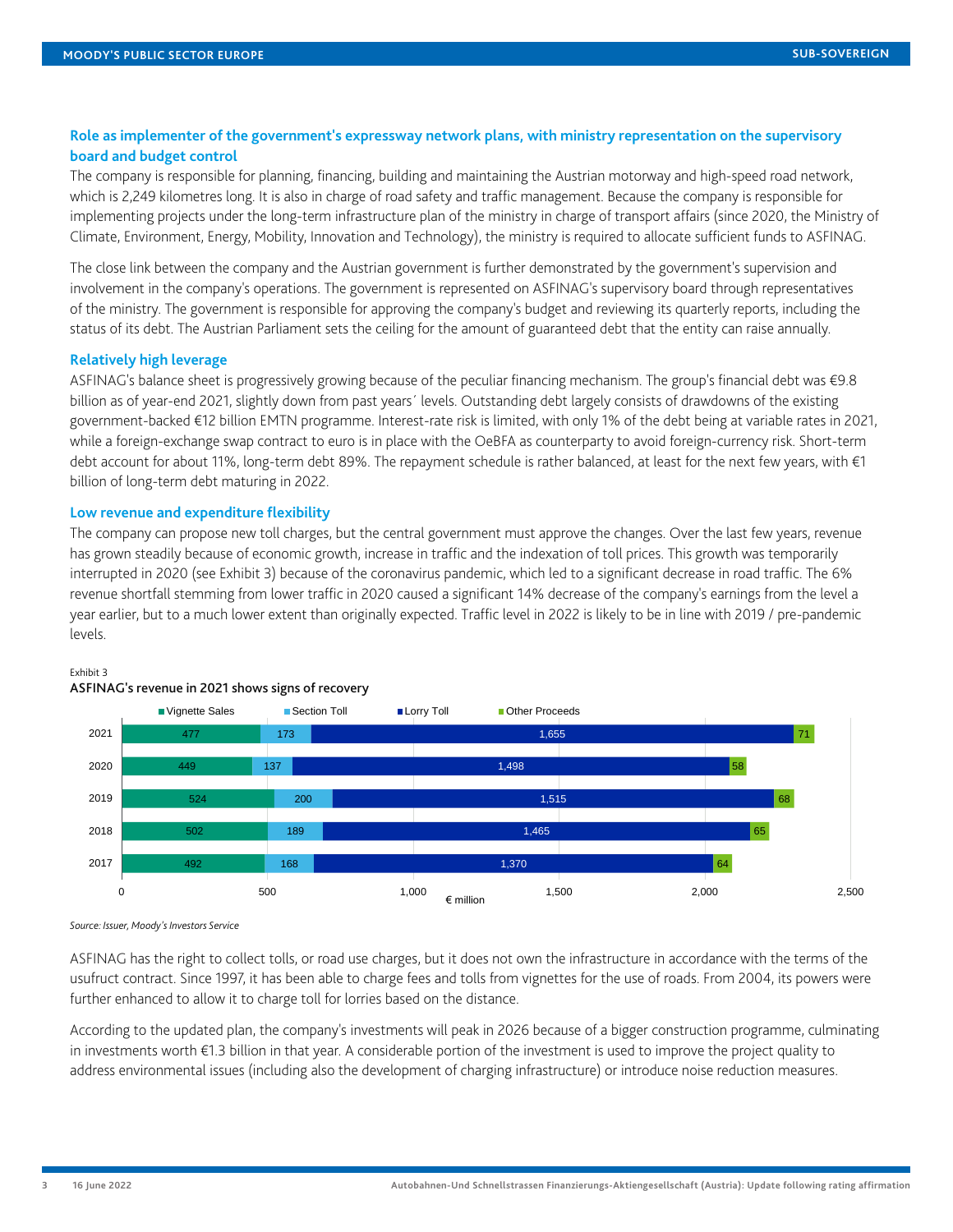### Role as implementer of the government's expressway network plans, with ministry representation on the supervisory board and budget control

The company is responsible for planning, financing, building and maintaining the Austrian motorway and high-speed road network, which is 2,249 kilometres long. It is also in charge of road safety and traffic management. Because the company is responsible for implementing projects under the long-term infrastructure plan of the ministry in charge of transport affairs (since 2020, the Ministry of Climate, Environment, Energy, Mobility, Innovation and Technology), the ministry is required to allocate sufficient funds to ASFINAG.

The close link between the company and the Austrian government is further demonstrated by the government's supervision and involvement in the company's operations. The government is represented on ASFINAG's supervisory board through representatives of the ministry. The government is responsible for approving the company's budget and reviewing its quarterly reports, including the status of its debt. The Austrian Parliament sets the ceiling for the amount of guaranteed debt that the entity can raise annually.

### Relatively high leverage

ASFINAG's balance sheet is progressively growing because of the peculiar financing mechanism. The group's financial debt was €9.8 billion as of year-end 2021, slightly down from past years´ levels. Outstanding debt largely consists of drawdowns of the existing government-backed €12 billion EMTN programme. Interest-rate risk is limited, with only 1% of the debt being at variable rates in 2021, while a foreign-exchange swap contract to euro is in place with the OeBFA as counterparty to avoid foreign-currency risk. Short-term debt account for about 11%, long-term debt 89%. The repayment schedule is rather balanced, at least for the next few years, with €1 billion of long-term debt maturing in 2022.

### Low revenue and expenditure flexibility

The company can propose new toll charges, but the central government must approve the changes. Over the last few years, revenue has grown steadily because of economic growth, increase in traffic and the indexation of toll prices. This growth was temporarily interrupted in 2020 (see Exhibit 3) because of the coronavirus pandemic, which led to a significant decrease in road traffic. The 6% revenue shortfall stemming from lower traffic in 2020 caused a significant 14% decrease of the company's earnings from the level a year earlier, but to a much lower extent than originally expected. Traffic level in 2022 is likely to be in line with 2019 / pre-pandemic levels.

Exhibit 3

**ASFINAG's revenue in 2021 shows signs of recovery**

€ million

| Year | Vignette Sales | Section Toll | Lorry Toll | Other Proceeds |
|---|---|---|---|---|
| 2021 | 477 | 173 | 1,655 | 71 |
| 2020 | 449 | 137 | 1,498 | 58 |
| 2019 | 524 | 200 | 1,515 | 68 |
| 2018 | 502 | 189 | 1,465 | 65 |
| 2017 | 492 | 168 | 1,370 | 64 |

*Source: Issuer, Moody's Investors Service*

ASFINAG has the right to collect tolls, or road use charges, but it does not own the infrastructure in accordance with the terms of the usufruct contract. Since 1997, it has been able to charge fees and tolls from vignettes for the use of roads. From 2004, its powers were further enhanced to allow it to charge toll for lorries based on the distance.

According to the updated plan, the company's investments will peak in 2026 because of a bigger construction programme, culminating in investments worth €1.3 billion in that year. A considerable portion of the investment is used to improve the project quality to address environmental issues (including also the development of charging infrastructure) or introduce noise reduction measures.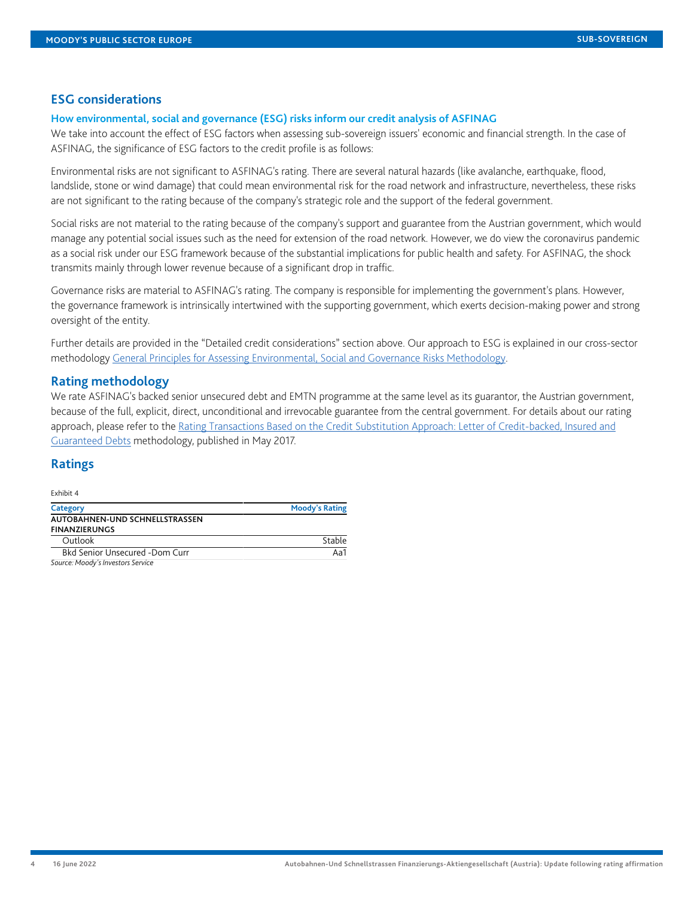## ESG considerations

### How environmental, social and governance (ESG) risks inform our credit analysis of ASFINAG

We take into account the effect of ESG factors when assessing sub-sovereign issuers' economic and financial strength. In the case of ASFINAG, the significance of ESG factors to the credit profile is as follows:

Environmental risks are not significant to ASFINAG's rating. There are several natural hazards (like avalanche, earthquake, flood, landslide, stone or wind damage) that could mean environmental risk for the road network and infrastructure, nevertheless, these risks are not significant to the rating because of the company's strategic role and the support of the federal government.

Social risks are not material to the rating because of the company's support and guarantee from the Austrian government, which would manage any potential social issues such as the need for extension of the road network. However, we do view the coronavirus pandemic as a social risk under our ESG framework because of the substantial implications for public health and safety. For ASFINAG, the shock transmits mainly through lower revenue because of a significant drop in traffic.

Governance risks are material to ASFINAG's rating. The company is responsible for implementing the government's plans. However, the governance framework is intrinsically intertwined with the supporting government, which exerts decision-making power and strong oversight of the entity.

Further details are provided in the "Detailed credit considerations" section above. Our approach to ESG is explained in our cross-sector methodology General Principles for Assessing Environmental, Social and Governance Risks Methodology.

## Rating methodology

We rate ASFINAG's backed senior unsecured debt and EMTN programme at the same level as its guarantor, the Austrian government, because of the full, explicit, direct, unconditional and irrevocable guarantee from the central government. For details about our rating approach, please refer to the Rating Transactions Based on the Credit Substitution Approach: Letter of Credit-backed, Insured and Guaranteed Debts methodology, published in May 2017.

## Ratings

Exhibit 4

| Category | Moody's Rating |
|---|---|
| **AUTOBAHNEN-UND SCHNELLSTRASSEN FINANZIERUNGS** | |
| Outlook | Stable |
| Bkd Senior Unsecured -Dom Curr | Aa1 |

*Source: Moody's Investors Service*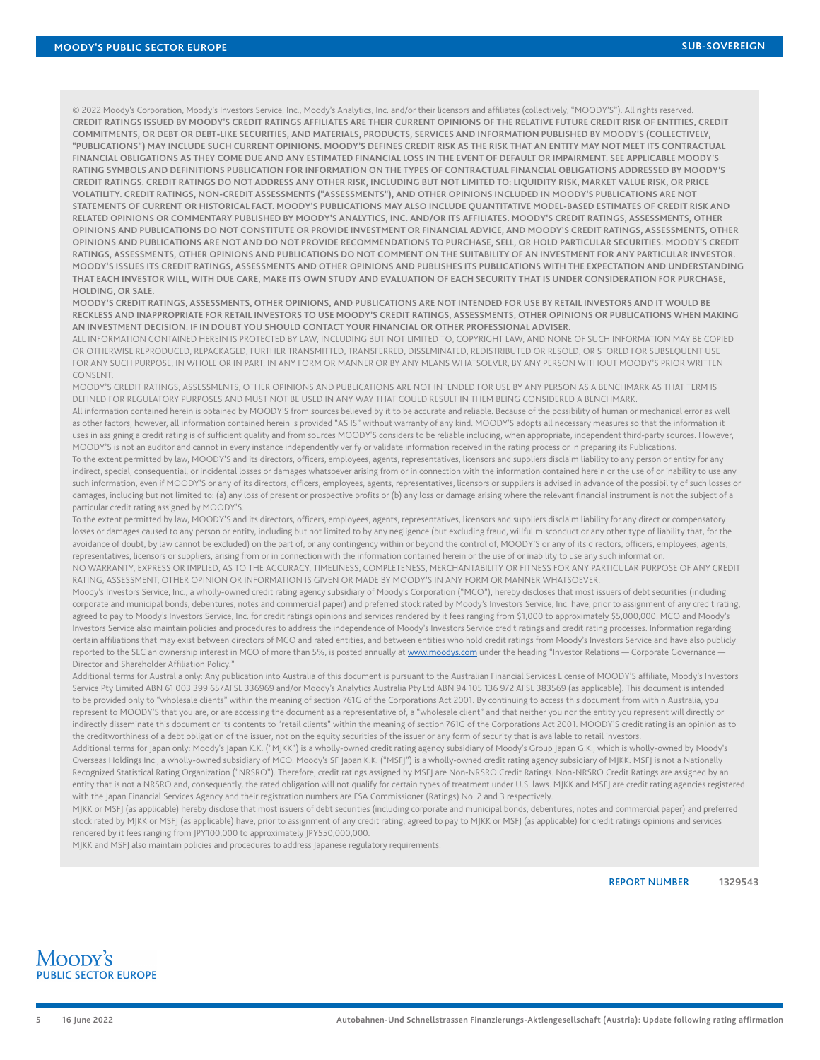© 2022 Moody's Corporation, Moody's Investors Service, Inc., Moody's Analytics, Inc. and/or their licensors and affiliates (collectively, "MOODY'S"). All rights reserved.

**CREDIT RATINGS ISSUED BY MOODY'S CREDIT RATINGS AFFILIATES ARE THEIR CURRENT OPINIONS OF THE RELATIVE FUTURE CREDIT RISK OF ENTITIES, CREDIT COMMITMENTS, OR DEBT OR DEBT-LIKE SECURITIES, AND MATERIALS, PRODUCTS, SERVICES AND INFORMATION PUBLISHED BY MOODY'S (COLLECTIVELY, "PUBLICATIONS") MAY INCLUDE SUCH CURRENT OPINIONS. MOODY'S DEFINES CREDIT RISK AS THE RISK THAT AN ENTITY MAY NOT MEET ITS CONTRACTUAL FINANCIAL OBLIGATIONS AS THEY COME DUE AND ANY ESTIMATED FINANCIAL LOSS IN THE EVENT OF DEFAULT OR IMPAIRMENT. SEE APPLICABLE MOODY'S RATING SYMBOLS AND DEFINITIONS PUBLICATION FOR INFORMATION ON THE TYPES OF CONTRACTUAL FINANCIAL OBLIGATIONS ADDRESSED BY MOODY'S CREDIT RATINGS. CREDIT RATINGS DO NOT ADDRESS ANY OTHER RISK, INCLUDING BUT NOT LIMITED TO: LIQUIDITY RISK, MARKET VALUE RISK, OR PRICE VOLATILITY. CREDIT RATINGS, NON-CREDIT ASSESSMENTS ("ASSESSMENTS"), AND OTHER OPINIONS INCLUDED IN MOODY'S PUBLICATIONS ARE NOT STATEMENTS OF CURRENT OR HISTORICAL FACT. MOODY'S PUBLICATIONS MAY ALSO INCLUDE QUANTITATIVE MODEL-BASED ESTIMATES OF CREDIT RISK AND RELATED OPINIONS OR COMMENTARY PUBLISHED BY MOODY'S ANALYTICS, INC. AND/OR ITS AFFILIATES. MOODY'S CREDIT RATINGS, ASSESSMENTS, OTHER OPINIONS AND PUBLICATIONS DO NOT CONSTITUTE OR PROVIDE INVESTMENT OR FINANCIAL ADVICE, AND MOODY'S CREDIT RATINGS, ASSESSMENTS, OTHER OPINIONS AND PUBLICATIONS ARE NOT AND DO NOT PROVIDE RECOMMENDATIONS TO PURCHASE, SELL, OR HOLD PARTICULAR SECURITIES. MOODY'S CREDIT RATINGS, ASSESSMENTS, OTHER OPINIONS AND PUBLICATIONS DO NOT COMMENT ON THE SUITABILITY OF AN INVESTMENT FOR ANY PARTICULAR INVESTOR. MOODY'S ISSUES ITS CREDIT RATINGS, ASSESSMENTS AND OTHER OPINIONS AND PUBLISHES ITS PUBLICATIONS WITH THE EXPECTATION AND UNDERSTANDING THAT EACH INVESTOR WILL, WITH DUE CARE, MAKE ITS OWN STUDY AND EVALUATION OF EACH SECURITY THAT IS UNDER CONSIDERATION FOR PURCHASE, HOLDING, OR SALE.**

**MOODY'S CREDIT RATINGS, ASSESSMENTS, OTHER OPINIONS, AND PUBLICATIONS ARE NOT INTENDED FOR USE BY RETAIL INVESTORS AND IT WOULD BE RECKLESS AND INAPPROPRIATE FOR RETAIL INVESTORS TO USE MOODY'S CREDIT RATINGS, ASSESSMENTS, OTHER OPINIONS OR PUBLICATIONS WHEN MAKING AN INVESTMENT DECISION. IF IN DOUBT YOU SHOULD CONTACT YOUR FINANCIAL OR OTHER PROFESSIONAL ADVISER.**

ALL INFORMATION CONTAINED HEREIN IS PROTECTED BY LAW, INCLUDING BUT NOT LIMITED TO, COPYRIGHT LAW, AND NONE OF SUCH INFORMATION MAY BE COPIED OR OTHERWISE REPRODUCED, REPACKAGED, FURTHER TRANSMITTED, TRANSFERRED, DISSEMINATED, REDISTRIBUTED OR RESOLD, OR STORED FOR SUBSEQUENT USE FOR ANY SUCH PURPOSE, IN WHOLE OR IN PART, IN ANY FORM OR MANNER OR BY ANY MEANS WHATSOEVER, BY ANY PERSON WITHOUT MOODY'S PRIOR WRITTEN CONSENT.

MOODY'S CREDIT RATINGS, ASSESSMENTS, OTHER OPINIONS AND PUBLICATIONS ARE NOT INTENDED FOR USE BY ANY PERSON AS A BENCHMARK AS THAT TERM IS DEFINED FOR REGULATORY PURPOSES AND MUST NOT BE USED IN ANY WAY THAT COULD RESULT IN THEM BEING CONSIDERED A BENCHMARK.

All information contained herein is obtained by MOODY'S from sources believed by it to be accurate and reliable. Because of the possibility of human or mechanical error as well as other factors, however, all information contained herein is provided "AS IS" without warranty of any kind. MOODY'S adopts all necessary measures so that the information it uses in assigning a credit rating is of sufficient quality and from sources MOODY'S considers to be reliable including, when appropriate, independent third-party sources. However, MOODY'S is not an auditor and cannot in every instance independently verify or validate information received in the rating process or in preparing its Publications.

To the extent permitted by law, MOODY'S and its directors, officers, employees, agents, representatives, licensors and suppliers disclaim liability to any person or entity for any indirect, special, consequential, or incidental losses or damages whatsoever arising from or in connection with the information contained herein or the use of or inability to use any such information, even if MOODY'S or any of its directors, officers, employees, agents, representatives, licensors or suppliers is advised in advance of the possibility of such losses or damages, including but not limited to: (a) any loss of present or prospective profits or (b) any loss or damage arising where the relevant financial instrument is not the subject of a particular credit rating assigned by MOODY'S.

To the extent permitted by law, MOODY'S and its directors, officers, employees, agents, representatives, licensors and suppliers disclaim liability for any direct or compensatory losses or damages caused to any person or entity, including but not limited to by any negligence (but excluding fraud, willful misconduct or any other type of liability that, for the avoidance of doubt, by law cannot be excluded) on the part of, or any contingency within or beyond the control of, MOODY'S or any of its directors, officers, employees, agents, representatives, licensors or suppliers, arising from or in connection with the information contained herein or the use of or inability to use any such information.

NO WARRANTY, EXPRESS OR IMPLIED, AS TO THE ACCURACY, TIMELINESS, COMPLETENESS, MERCHANTABILITY OR FITNESS FOR ANY PARTICULAR PURPOSE OF ANY CREDIT RATING, ASSESSMENT, OTHER OPINION OR INFORMATION IS GIVEN OR MADE BY MOODY'S IN ANY FORM OR MANNER WHATSOEVER.

Moody's Investors Service, Inc., a wholly-owned credit rating agency subsidiary of Moody's Corporation ("MCO"), hereby discloses that most issuers of debt securities (including corporate and municipal bonds, debentures, notes and commercial paper) and preferred stock rated by Moody's Investors Service, Inc. have, prior to assignment of any credit rating, agreed to pay to Moody's Investors Service, Inc. for credit ratings opinions and services rendered by it fees ranging from $1,000 to approximately $5,000,000. MCO and Moody's Investors Service also maintain policies and procedures to address the independence of Moody's Investors Service credit ratings and credit rating processes. Information regarding certain affiliations that may exist between directors of MCO and rated entities, and between entities who hold credit ratings from Moody's Investors Service and have also publicly reported to the SEC an ownership interest in MCO of more than 5%, is posted annually at www.moodys.com under the heading "Investor Relations — Corporate Governance — Director and Shareholder Affiliation Policy."

Additional terms for Australia only: Any publication into Australia of this document is pursuant to the Australian Financial Services License of MOODY'S affiliate, Moody's Investors Service Pty Limited ABN 61 003 399 657AFSL 336969 and/or Moody's Analytics Australia Pty Ltd ABN 94 105 136 972 AFSL 383569 (as applicable). This document is intended to be provided only to "wholesale clients" within the meaning of section 761G of the Corporations Act 2001. By continuing to access this document from within Australia, you represent to MOODY'S that you are, or are accessing the document as a representative of, a "wholesale client" and that neither you nor the entity you represent will directly or indirectly disseminate this document or its contents to "retail clients" within the meaning of section 761G of the Corporations Act 2001. MOODY'S credit rating is an opinion as to the creditworthiness of a debt obligation of the issuer, not on the equity securities of the issuer or any form of security that is available to retail investors.

Additional terms for Japan only: Moody's Japan K.K. ("MJKK") is a wholly-owned credit rating agency subsidiary of Moody's Group Japan G.K., which is wholly-owned by Moody's Overseas Holdings Inc., a wholly-owned subsidiary of MCO. Moody's SF Japan K.K. ("MSFJ") is a wholly-owned credit rating agency subsidiary of MJKK. MSFJ is not a Nationally Recognized Statistical Rating Organization ("NRSRO"). Therefore, credit ratings assigned by MSFJ are Non-NRSRO Credit Ratings. Non-NRSRO Credit Ratings are assigned by an entity that is not a NRSRO and, consequently, the rated obligation will not qualify for certain types of treatment under U.S. laws. MJKK and MSFJ are credit rating agencies registered with the Japan Financial Services Agency and their registration numbers are FSA Commissioner (Ratings) No. 2 and 3 respectively.

MJKK or MSFJ (as applicable) hereby disclose that most issuers of debt securities (including corporate and municipal bonds, debentures, notes and commercial paper) and preferred stock rated by MJKK or MSFJ (as applicable) have, prior to assignment of any credit rating, agreed to pay to MJKK or MSFJ (as applicable) for credit ratings opinions and services rendered by it fees ranging from JPY100,000 to approximately JPY550,000,000.

MJKK and MSFJ also maintain policies and procedures to address Japanese regulatory requirements.

**REPORT NUMBER** **1329543**